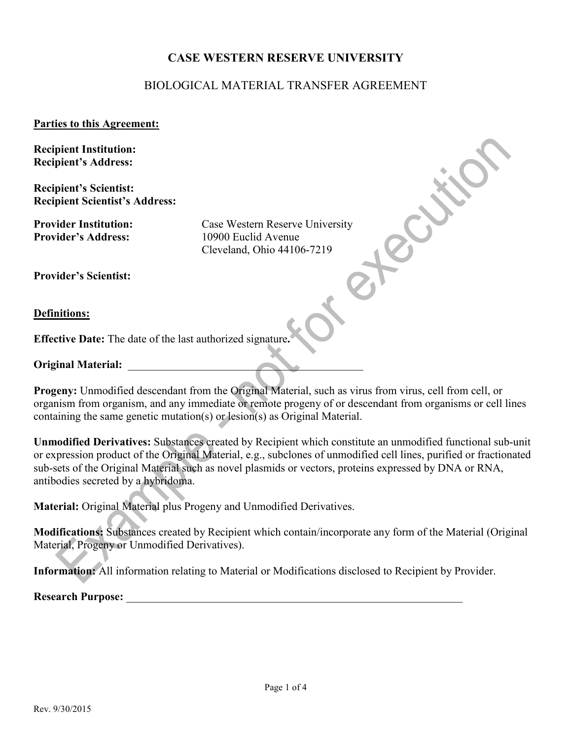# CASE WESTERN RESERVE UNIVERSITY

## BIOLOGICAL MATERIAL TRANSFER AGREEMENT

**Parties to this Agreement:**

**Recipient Institution:**
**Recipient's Address:**

**Recipient's Scientist:**
**Recipient Scientist's Address:**

**Provider Institution:** Case Western Reserve University
**Provider's Address:** 10900 Euclid Avenue
Cleveland, Ohio 44106-7219

**Provider's Scientist:**

**Definitions:**

**Effective Date:** The date of the last authorized signature**.**

**Original Material:** ____________________________________________

**Progeny:** Unmodified descendant from the Original Material, such as virus from virus, cell from cell, or organism from organism, and any immediate or remote progeny of or descendant from organisms or cell lines containing the same genetic mutation(s) or lesion(s) as Original Material.

**Unmodified Derivatives:** Substances created by Recipient which constitute an unmodified functional sub-unit or expression product of the Original Material, e.g., subclones of unmodified cell lines, purified or fractionated sub-sets of the Original Material such as novel plasmids or vectors, proteins expressed by DNA or RNA, antibodies secreted by a hybridoma.

**Material:** Original Material plus Progeny and Unmodified Derivatives.

**Modifications:** Substances created by Recipient which contain/incorporate any form of the Material (Original Material, Progeny or Unmodified Derivatives).

**Information:** All information relating to Material or Modifications disclosed to Recipient by Provider.

**Research Purpose:** ______________________________________________________________

Rev. 9/30/2015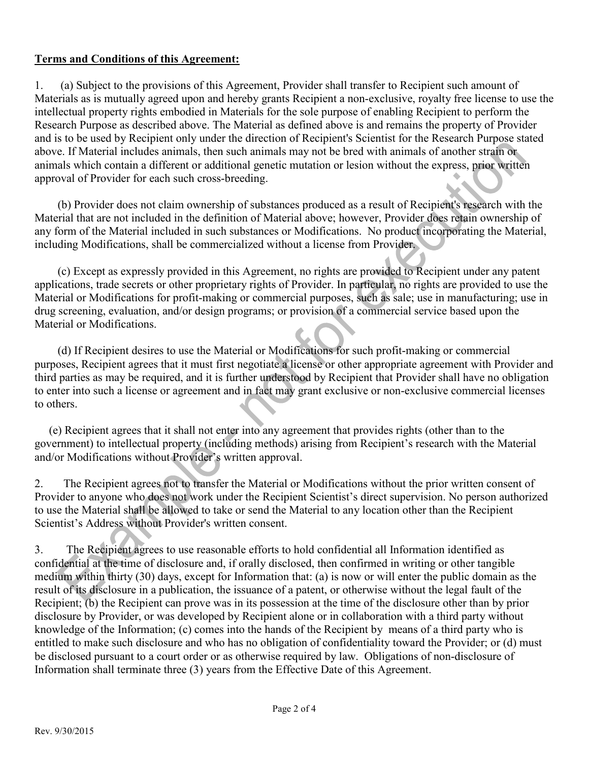**Terms and Conditions of this Agreement:**

1. (a) Subject to the provisions of this Agreement, Provider shall transfer to Recipient such amount of Materials as is mutually agreed upon and hereby grants Recipient a non-exclusive, royalty free license to use the intellectual property rights embodied in Materials for the sole purpose of enabling Recipient to perform the Research Purpose as described above. The Material as defined above is and remains the property of Provider and is to be used by Recipient only under the direction of Recipient's Scientist for the Research Purpose stated above. If Material includes animals, then such animals may not be bred with animals of another strain or animals which contain a different or additional genetic mutation or lesion without the express, prior written approval of Provider for each such cross-breeding.

(b) Provider does not claim ownership of substances produced as a result of Recipient's research with the Material that are not included in the definition of Material above; however, Provider does retain ownership of any form of the Material included in such substances or Modifications. No product incorporating the Material, including Modifications, shall be commercialized without a license from Provider.

(c) Except as expressly provided in this Agreement, no rights are provided to Recipient under any patent applications, trade secrets or other proprietary rights of Provider. In particular, no rights are provided to use the Material or Modifications for profit-making or commercial purposes, such as sale; use in manufacturing; use in drug screening, evaluation, and/or design programs; or provision of a commercial service based upon the Material or Modifications.

(d) If Recipient desires to use the Material or Modifications for such profit-making or commercial purposes, Recipient agrees that it must first negotiate a license or other appropriate agreement with Provider and third parties as may be required, and it is further understood by Recipient that Provider shall have no obligation to enter into such a license or agreement and in fact may grant exclusive or non-exclusive commercial licenses to others.

(e) Recipient agrees that it shall not enter into any agreement that provides rights (other than to the government) to intellectual property (including methods) arising from Recipient's research with the Material and/or Modifications without Provider's written approval.

2. The Recipient agrees not to transfer the Material or Modifications without the prior written consent of Provider to anyone who does not work under the Recipient Scientist's direct supervision. No person authorized to use the Material shall be allowed to take or send the Material to any location other than the Recipient Scientist's Address without Provider's written consent.

3. The Recipient agrees to use reasonable efforts to hold confidential all Information identified as confidential at the time of disclosure and, if orally disclosed, then confirmed in writing or other tangible medium within thirty (30) days, except for Information that: (a) is now or will enter the public domain as the result of its disclosure in a publication, the issuance of a patent, or otherwise without the legal fault of the Recipient; (b) the Recipient can prove was in its possession at the time of the disclosure other than by prior disclosure by Provider, or was developed by Recipient alone or in collaboration with a third party without knowledge of the Information; (c) comes into the hands of the Recipient by means of a third party who is entitled to make such disclosure and who has no obligation of confidentiality toward the Provider; or (d) must be disclosed pursuant to a court order or as otherwise required by law. Obligations of non-disclosure of Information shall terminate three (3) years from the Effective Date of this Agreement.

Rev. 9/30/2015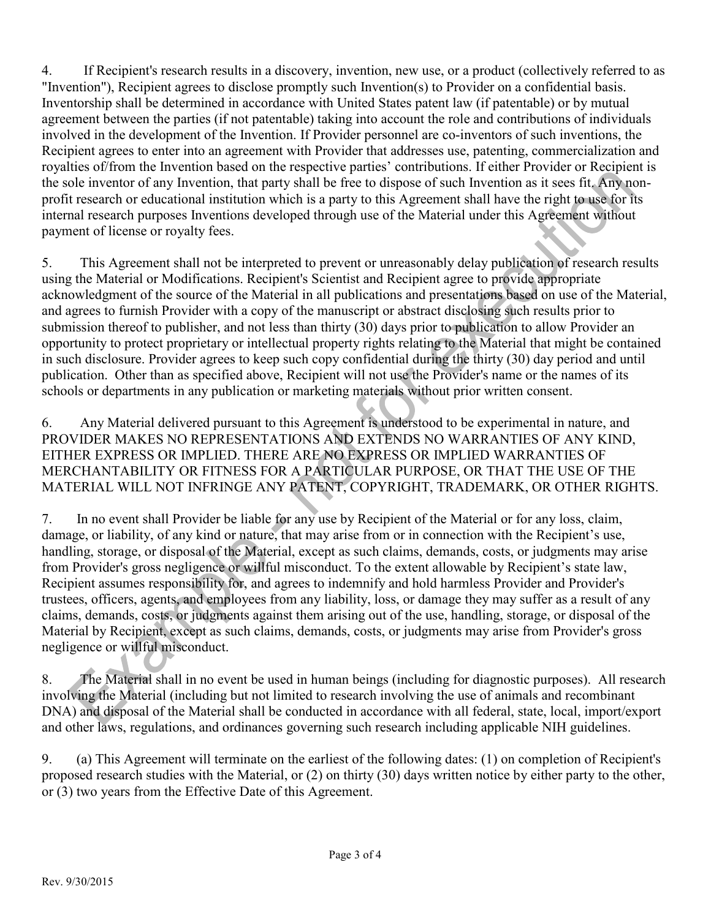4. If Recipient's research results in a discovery, invention, new use, or a product (collectively referred to as "Invention"), Recipient agrees to disclose promptly such Invention(s) to Provider on a confidential basis. Inventorship shall be determined in accordance with United States patent law (if patentable) or by mutual agreement between the parties (if not patentable) taking into account the role and contributions of individuals involved in the development of the Invention. If Provider personnel are co-inventors of such inventions, the Recipient agrees to enter into an agreement with Provider that addresses use, patenting, commercialization and royalties of/from the Invention based on the respective parties' contributions. If either Provider or Recipient is the sole inventor of any Invention, that party shall be free to dispose of such Invention as it sees fit. Any non-profit research or educational institution which is a party to this Agreement shall have the right to use for its internal research purposes Inventions developed through use of the Material under this Agreement without payment of license or royalty fees.

5. This Agreement shall not be interpreted to prevent or unreasonably delay publication of research results using the Material or Modifications. Recipient's Scientist and Recipient agree to provide appropriate acknowledgment of the source of the Material in all publications and presentations based on use of the Material, and agrees to furnish Provider with a copy of the manuscript or abstract disclosing such results prior to submission thereof to publisher, and not less than thirty (30) days prior to publication to allow Provider an opportunity to protect proprietary or intellectual property rights relating to the Material that might be contained in such disclosure. Provider agrees to keep such copy confidential during the thirty (30) day period and until publication. Other than as specified above, Recipient will not use the Provider's name or the names of its schools or departments in any publication or marketing materials without prior written consent.

6. Any Material delivered pursuant to this Agreement is understood to be experimental in nature, and PROVIDER MAKES NO REPRESENTATIONS AND EXTENDS NO WARRANTIES OF ANY KIND, EITHER EXPRESS OR IMPLIED. THERE ARE NO EXPRESS OR IMPLIED WARRANTIES OF MERCHANTABILITY OR FITNESS FOR A PARTICULAR PURPOSE, OR THAT THE USE OF THE MATERIAL WILL NOT INFRINGE ANY PATENT, COPYRIGHT, TRADEMARK, OR OTHER RIGHTS.

7. In no event shall Provider be liable for any use by Recipient of the Material or for any loss, claim, damage, or liability, of any kind or nature, that may arise from or in connection with the Recipient's use, handling, storage, or disposal of the Material, except as such claims, demands, costs, or judgments may arise from Provider's gross negligence or willful misconduct. To the extent allowable by Recipient's state law, Recipient assumes responsibility for, and agrees to indemnify and hold harmless Provider and Provider's trustees, officers, agents, and employees from any liability, loss, or damage they may suffer as a result of any claims, demands, costs, or judgments against them arising out of the use, handling, storage, or disposal of the Material by Recipient, except as such claims, demands, costs, or judgments may arise from Provider's gross negligence or willful misconduct.

8. The Material shall in no event be used in human beings (including for diagnostic purposes). All research involving the Material (including but not limited to research involving the use of animals and recombinant DNA) and disposal of the Material shall be conducted in accordance with all federal, state, local, import/export and other laws, regulations, and ordinances governing such research including applicable NIH guidelines.

9. (a) This Agreement will terminate on the earliest of the following dates: (1) on completion of Recipient's proposed research studies with the Material, or (2) on thirty (30) days written notice by either party to the other, or (3) two years from the Effective Date of this Agreement.

Rev. 9/30/2015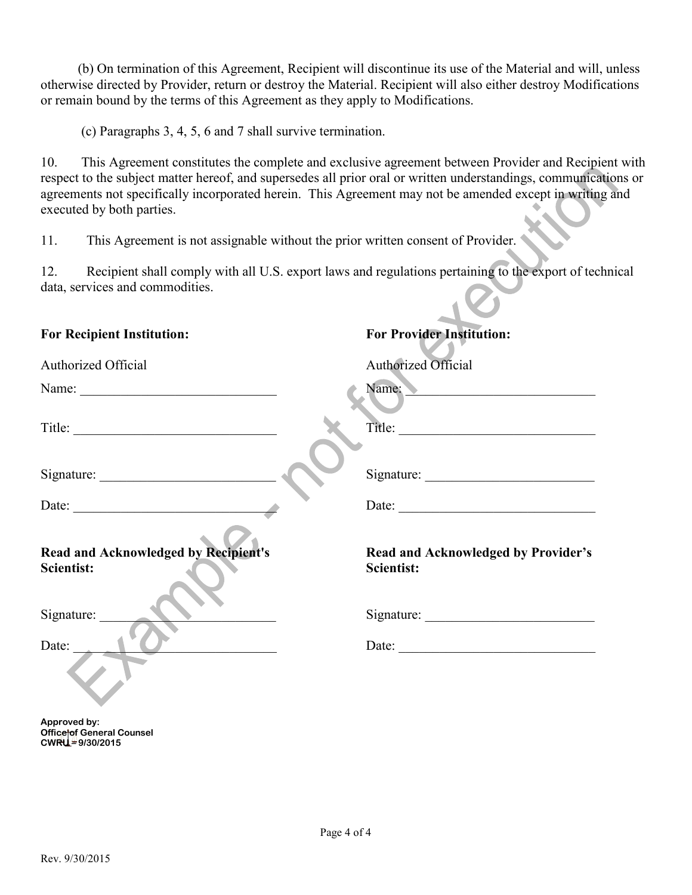(b) On termination of this Agreement, Recipient will discontinue its use of the Material and will, unless otherwise directed by Provider, return or destroy the Material. Recipient will also either destroy Modifications or remain bound by the terms of this Agreement as they apply to Modifications.

(c) Paragraphs 3, 4, 5, 6 and 7 shall survive termination.

10. This Agreement constitutes the complete and exclusive agreement between Provider and Recipient with respect to the subject matter hereof, and supersedes all prior oral or written understandings, communications or agreements not specifically incorporated herein. This Agreement may not be amended except in writing and executed by both parties.

11. This Agreement is not assignable without the prior written consent of Provider.

12. Recipient shall comply with all U.S. export laws and regulations pertaining to the export of technical data, services and commodities.

**For Recipient Institution:**

Authorized Official

Name: _____________________________

Title: ______________________________

Signature: __________________________

Date: ______________________________

**Read and Acknowledged by Recipient's Scientist:**

Signature: __________________________

Date: ______________________________

**For Provider Institution:**

Authorized Official

Name: _____________________________

Title: ______________________________

Signature: __________________________

Date: ______________________________

**Read and Acknowledged by Provider's Scientist:**

Signature: __________________________

Date: ______________________________

Example - not for execution

**Approved by:**
**Office of General Counsel**
**CWRU – 9/30/2015**

Rev. 9/30/2015